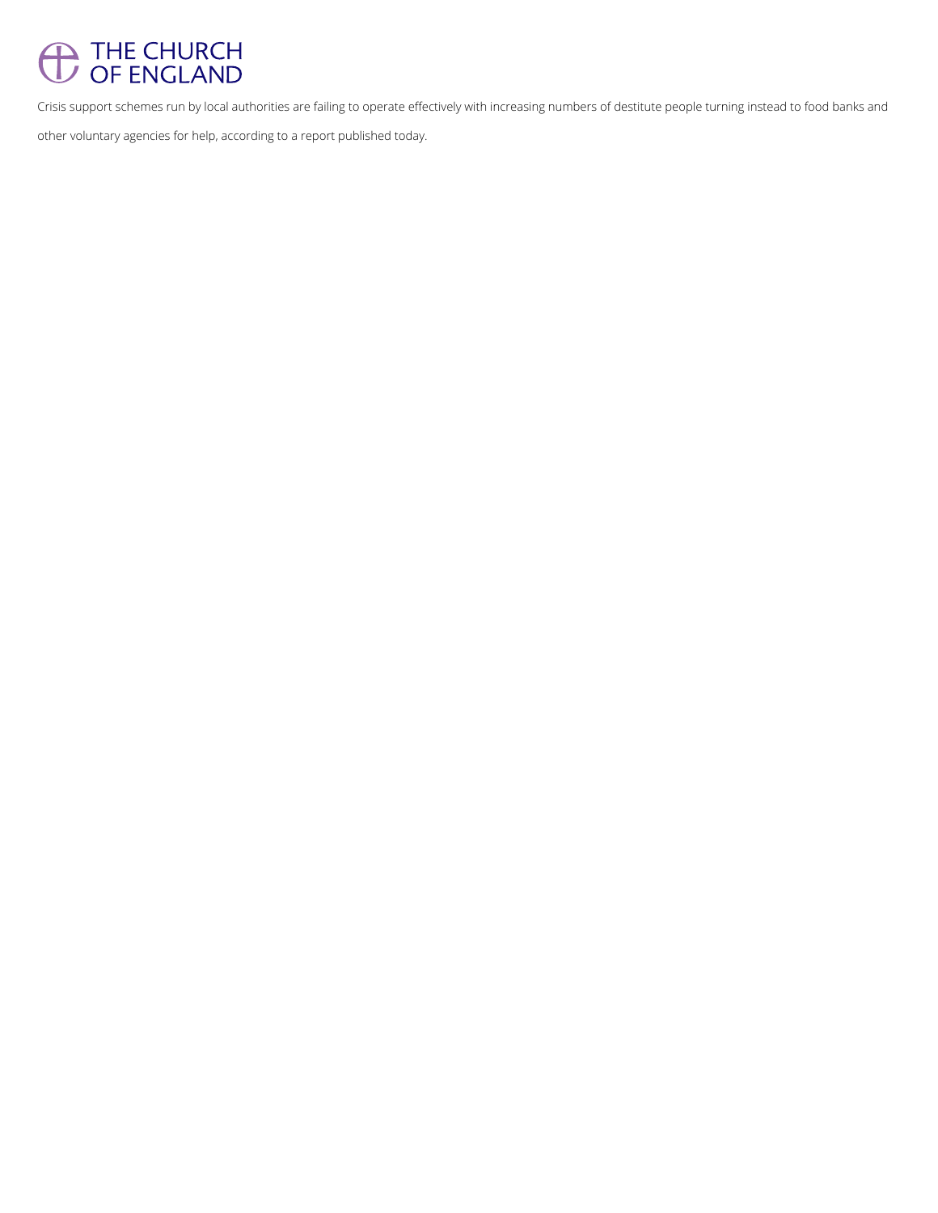Crisis support schemes run by local authorities are failing to operate effectively with increasing numbers of destitute people turning instead to food banks and other voluntary agencies for help, according to a report published today.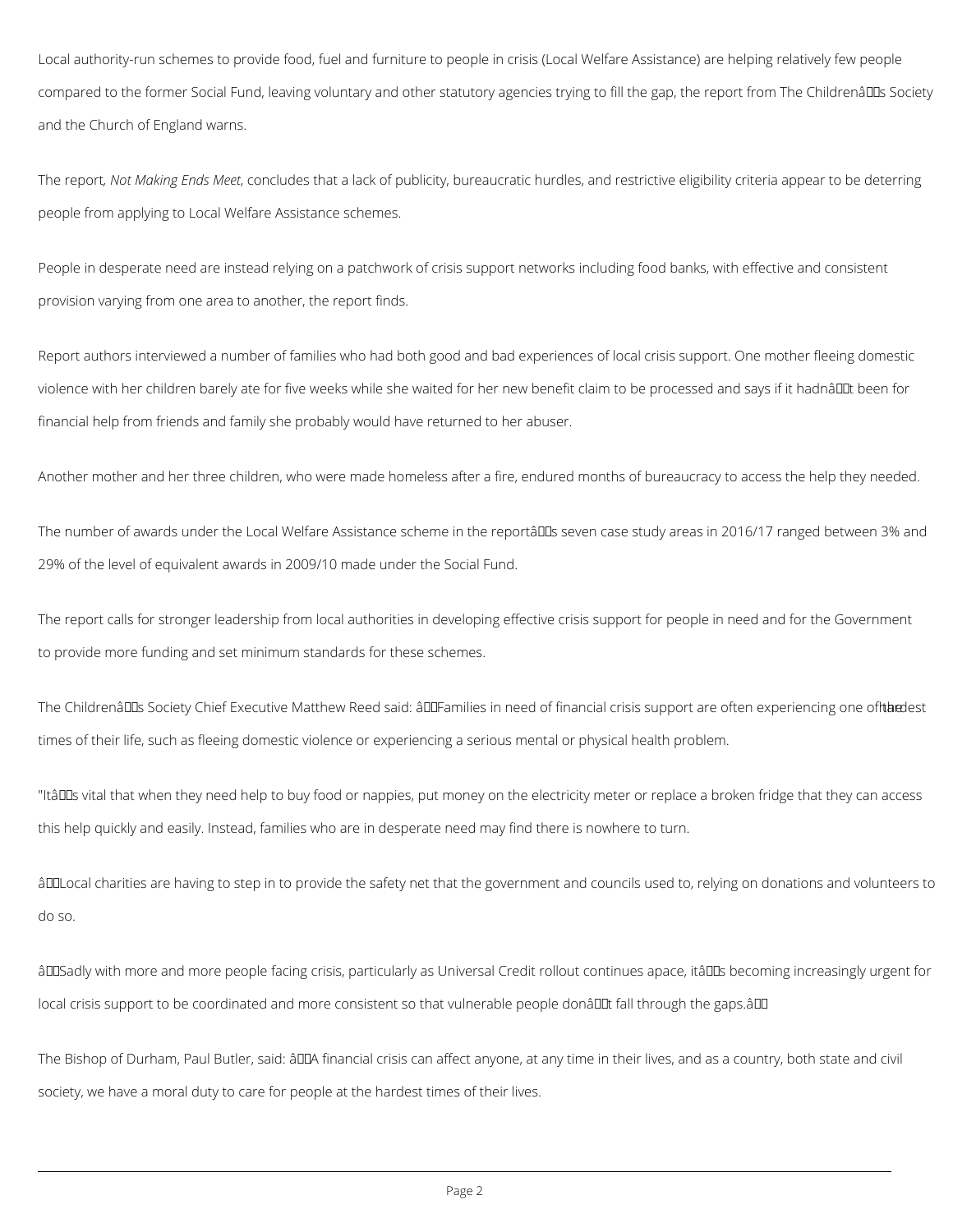Local authority-run schemes to provide food, fuel and furniture to people in crisis (Local Welfare Assistance) are helping relatively few people compared to the former Social Fund, leaving voluntary and other statutory agencies trying to fill the gap, the report from The Childrenâs Society and the Church of England warns.

The report*, Not Making Ends Meet*, concludes that a lack of publicity, bureaucratic hurdles, and restrictive eligibility criteria appear to be deterring people from applying to Local Welfare Assistance schemes.

People in desperate need are instead relying on a patchwork of crisis support networks including food banks, with effective and consistent provision varying from one area to another, the report finds.

Report authors interviewed a number of families who had both good and bad experiences of local crisis support. One mother fleeing domestic violence with her children barely ate for five weeks while she waited for her new benefit claim to be processed and says if it hadnât been for financial help from friends and family she probably would have returned to her abuser.

Another mother and her three children, who were made homeless after a fire, endured months of bureaucracy to access the help they needed.

The number of awards under the Local Welfare Assistance scheme in the reportâs seven case study areas in 2016/17 ranged between 3% and 29% of the level of equivalent awards in 2009/10 made under the Social Fund.

The report calls for stronger leadership from local authorities in developing effective crisis support for people in need and for the Government to provide more funding and set minimum standards for these schemes.

The Childrenâs Society Chief Executive Matthew Reed said: âFamilies in need of financial crisis support are often experiencing one of the hardest times of their life, such as fleeing domestic violence or experiencing a serious mental or physical health problem.

"Itâs vital that when they need help to buy food or nappies, put money on the electricity meter or replace a broken fridge that they can access this help quickly and easily. Instead, families who are in desperate need may find there is nowhere to turn.

âLocal charities are having to step in to provide the safety net that the government and councils used to, relying on donations and volunteers to do so.

âSadly with more and more people facing crisis, particularly as Universal Credit rollout continues apace, itâs becoming increasingly urgent for local crisis support to be coordinated and more consistent so that vulnerable people donât fall through the gaps.â

The Bishop of Durham, Paul Butler, said: âA financial crisis can affect anyone, at any time in their lives, and as a country, both state and civil society, we have a moral duty to care for people at the hardest times of their lives.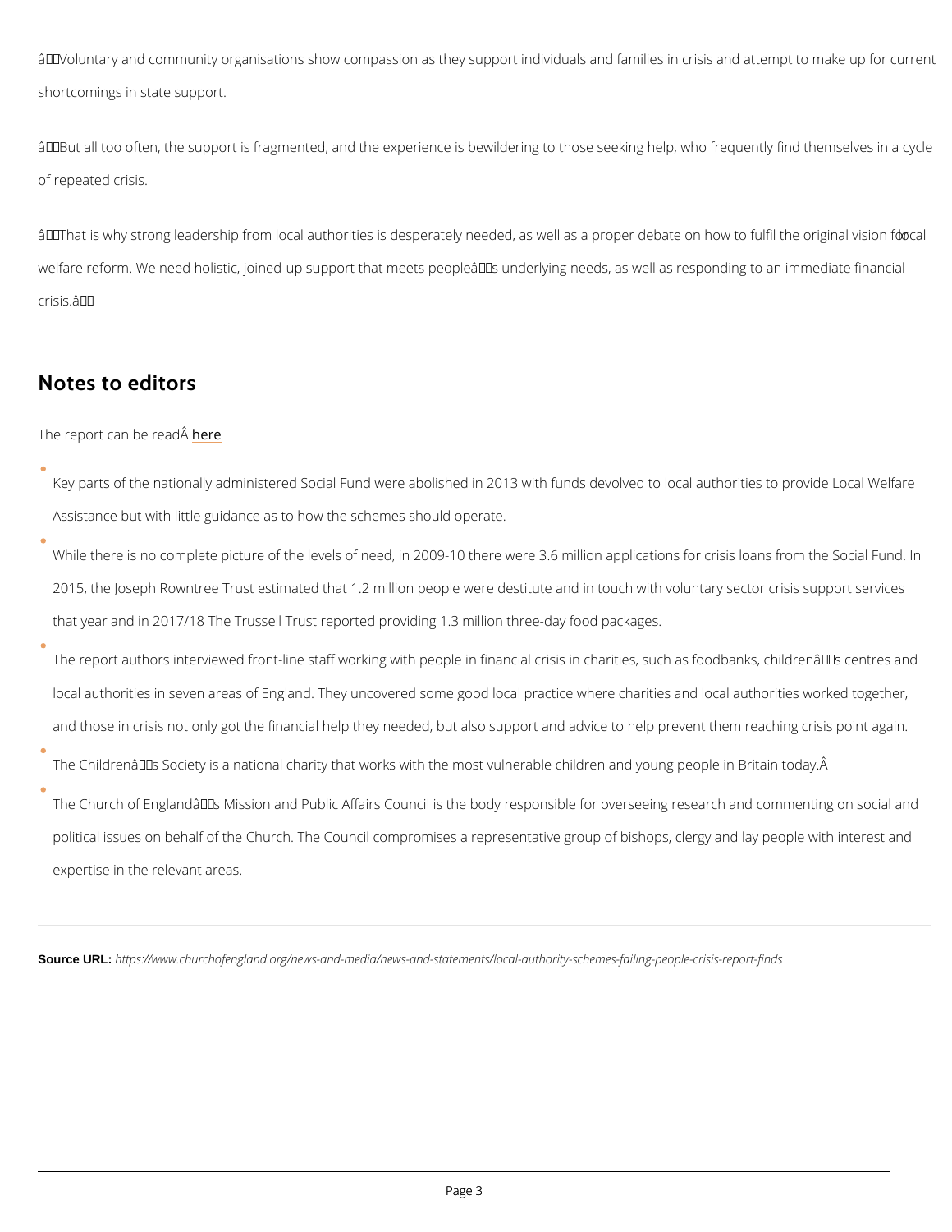â€œVoluntary and community organisations show compassion as they support individuals and families in crisis and attempt to make up for current shortcomings in state support.

â€œBut all too often, the support is fragmented, and the experience is bewildering to those seeking help, who frequently find themselves in a cycle of repeated crisis.

â€œThat is why strong leadership from local authorities is desperately needed, as well as a proper debate on how to fulfil the original vision for local welfare reform. We need holistic, joined-up support that meets peopleâ€™s underlying needs, as well as responding to an immediate financial crisis.â€

## Notes to editors

The report can be readÂ here

- Key parts of the nationally administered Social Fund were abolished in 2013 with funds devolved to local authorities to provide Local Welfare Assistance but with little guidance as to how the schemes should operate.
- While there is no complete picture of the levels of need, in 2009-10 there were 3.6 million applications for crisis loans from the Social Fund. In 2015, the Joseph Rowntree Trust estimated that 1.2 million people were destitute and in touch with voluntary sector crisis support services that year and in 2017/18 The Trussell Trust reported providing 1.3 million three-day food packages.
- The report authors interviewed front-line staff working with people in financial crisis in charities, such as foodbanks, childrenâ€™s centres and local authorities in seven areas of England. They uncovered some good local practice where charities and local authorities worked together, and those in crisis not only got the financial help they needed, but also support and advice to help prevent them reaching crisis point again.
- The Childrenâ€™s Society is a national charity that works with the most vulnerable children and young people in Britain today.Â
- The Church of Englandâ€™s Mission and Public Affairs Council is the body responsible for overseeing research and commenting on social and political issues on behalf of the Church. The Council compromises a representative group of bishops, clergy and lay people with interest and expertise in the relevant areas.

---

**Source URL:** *https://www.churchofengland.org/news-and-media/news-and-statements/local-authority-schemes-failing-people-crisis-report-finds*